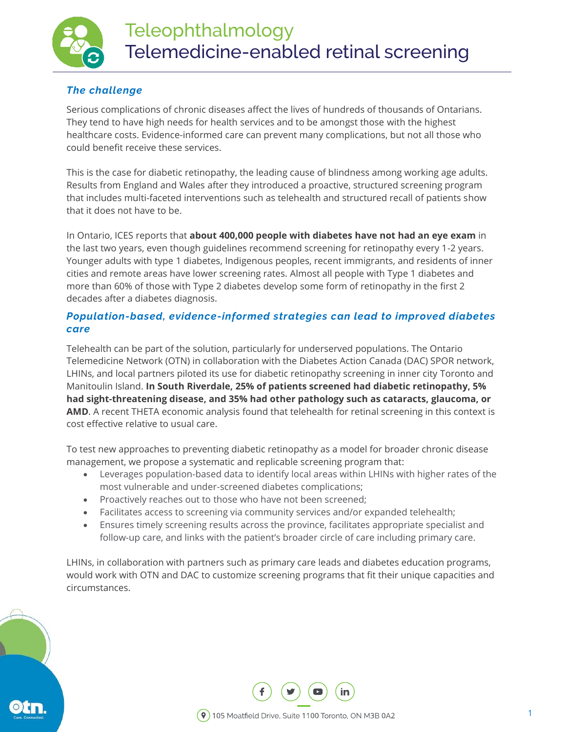# Teleophthalmology
## Telemedicine-enabled retinal screening

### *The challenge*

Serious complications of chronic diseases affect the lives of hundreds of thousands of Ontarians. They tend to have high needs for health services and to be amongst those with the highest healthcare costs. Evidence-informed care can prevent many complications, but not all those who could benefit receive these services.

This is the case for diabetic retinopathy, the leading cause of blindness among working age adults. Results from England and Wales after they introduced a proactive, structured screening program that includes multi-faceted interventions such as telehealth and structured recall of patients show that it does not have to be.

In Ontario, ICES reports that **about 400,000 people with diabetes have not had an eye exam** in the last two years, even though guidelines recommend screening for retinopathy every 1-2 years. Younger adults with type 1 diabetes, Indigenous peoples, recent immigrants, and residents of inner cities and remote areas have lower screening rates. Almost all people with Type 1 diabetes and more than 60% of those with Type 2 diabetes develop some form of retinopathy in the first 2 decades after a diabetes diagnosis.

### *Population-based, evidence-informed strategies can lead to improved diabetes care*

Telehealth can be part of the solution, particularly for underserved populations. The Ontario Telemedicine Network (OTN) in collaboration with the Diabetes Action Canada (DAC) SPOR network, LHINs, and local partners piloted its use for diabetic retinopathy screening in inner city Toronto and Manitoulin Island. **In South Riverdale, 25% of patients screened had diabetic retinopathy, 5% had sight-threatening disease, and 35% had other pathology such as cataracts, glaucoma, or AMD**. A recent THETA economic analysis found that telehealth for retinal screening in this context is cost effective relative to usual care.

To test new approaches to preventing diabetic retinopathy as a model for broader chronic disease management, we propose a systematic and replicable screening program that:

- Leverages population-based data to identify local areas within LHINs with higher rates of the most vulnerable and under-screened diabetes complications;
- Proactively reaches out to those who have not been screened;
- Facilitates access to screening via community services and/or expanded telehealth;
- Ensures timely screening results across the province, facilitates appropriate specialist and follow-up care, and links with the patient's broader circle of care including primary care.

LHINs, in collaboration with partners such as primary care leads and diabetes education programs, would work with OTN and DAC to customize screening programs that fit their unique capacities and circumstances.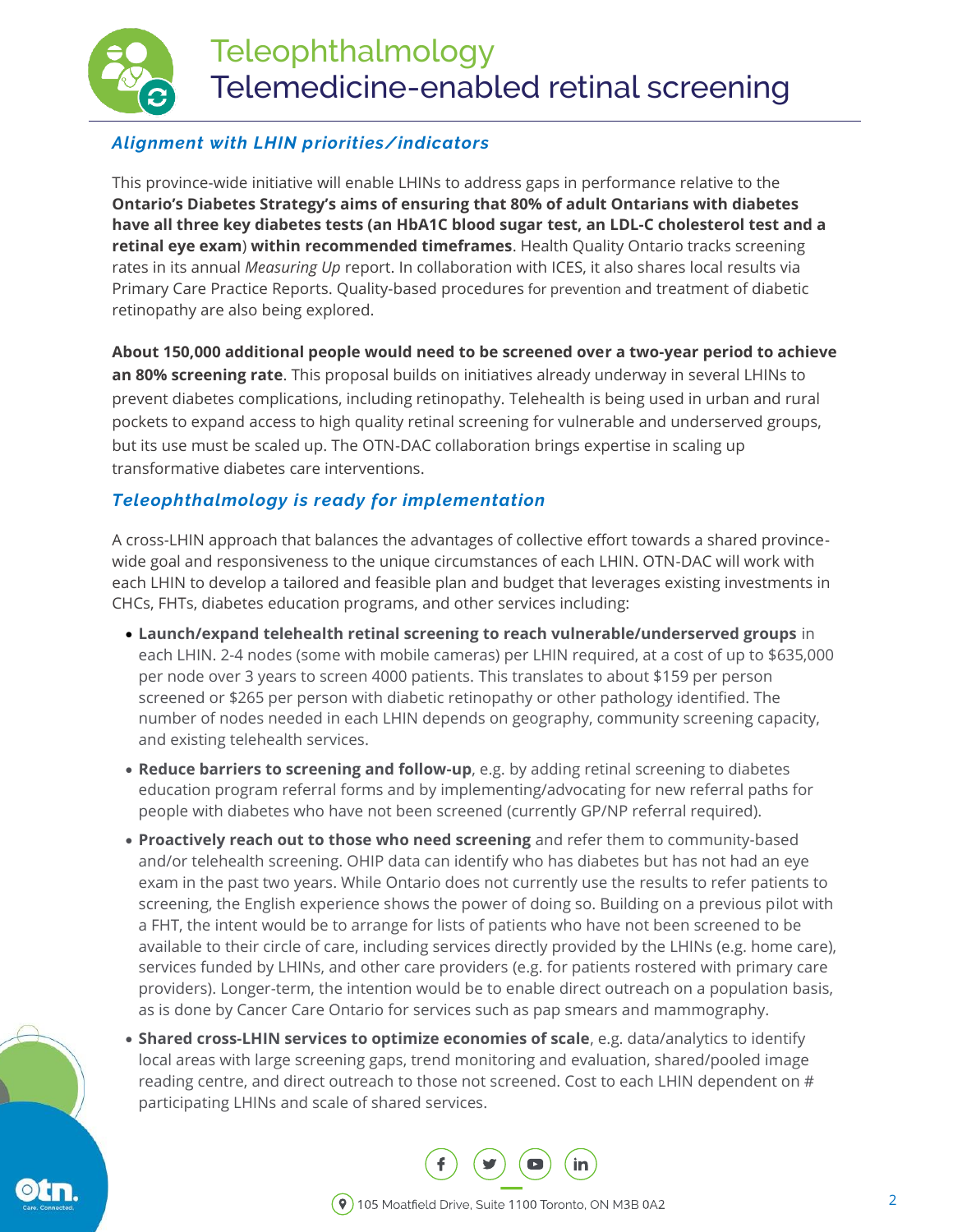# Teleophthalmology
## Telemedicine-enabled retinal screening

### *Alignment with LHIN priorities/indicators*

This province-wide initiative will enable LHINs to address gaps in performance relative to the **Ontario's Diabetes Strategy's aims of ensuring that 80% of adult Ontarians with diabetes have all three key diabetes tests (an HbA1C blood sugar test, an LDL-C cholesterol test and a retinal eye exam) within recommended timeframes**. Health Quality Ontario tracks screening rates in its annual *Measuring Up* report. In collaboration with ICES, it also shares local results via Primary Care Practice Reports. Quality-based procedures for prevention and treatment of diabetic retinopathy are also being explored.

**About 150,000 additional people would need to be screened over a two-year period to achieve an 80% screening rate**. This proposal builds on initiatives already underway in several LHINs to prevent diabetes complications, including retinopathy. Telehealth is being used in urban and rural pockets to expand access to high quality retinal screening for vulnerable and underserved groups, but its use must be scaled up. The OTN-DAC collaboration brings expertise in scaling up transformative diabetes care interventions.

### *Teleophthalmology is ready for implementation*

A cross-LHIN approach that balances the advantages of collective effort towards a shared province-wide goal and responsiveness to the unique circumstances of each LHIN. OTN-DAC will work with each LHIN to develop a tailored and feasible plan and budget that leverages existing investments in CHCs, FHTs, diabetes education programs, and other services including:

- **Launch/expand telehealth retinal screening to reach vulnerable/underserved groups** in each LHIN. 2-4 nodes (some with mobile cameras) per LHIN required, at a cost of up to $635,000 per node over 3 years to screen 4000 patients. This translates to about $159 per person screened or $265 per person with diabetic retinopathy or other pathology identified. The number of nodes needed in each LHIN depends on geography, community screening capacity, and existing telehealth services.
- **Reduce barriers to screening and follow-up**, e.g. by adding retinal screening to diabetes education program referral forms and by implementing/advocating for new referral paths for people with diabetes who have not been screened (currently GP/NP referral required).
- **Proactively reach out to those who need screening** and refer them to community-based and/or telehealth screening. OHIP data can identify who has diabetes but has not had an eye exam in the past two years. While Ontario does not currently use the results to refer patients to screening, the English experience shows the power of doing so. Building on a previous pilot with a FHT, the intent would be to arrange for lists of patients who have not been screened to be available to their circle of care, including services directly provided by the LHINs (e.g. home care), services funded by LHINs, and other care providers (e.g. for patients rostered with primary care providers). Longer-term, the intention would be to enable direct outreach on a population basis, as is done by Cancer Care Ontario for services such as pap smears and mammography.
- **Shared cross-LHIN services to optimize economies of scale**, e.g. data/analytics to identify local areas with large screening gaps, trend monitoring and evaluation, shared/pooled image reading centre, and direct outreach to those not screened. Cost to each LHIN dependent on # participating LHINs and scale of shared services.

105 Moatfield Drive, Suite 1100 Toronto, ON M3B 0A2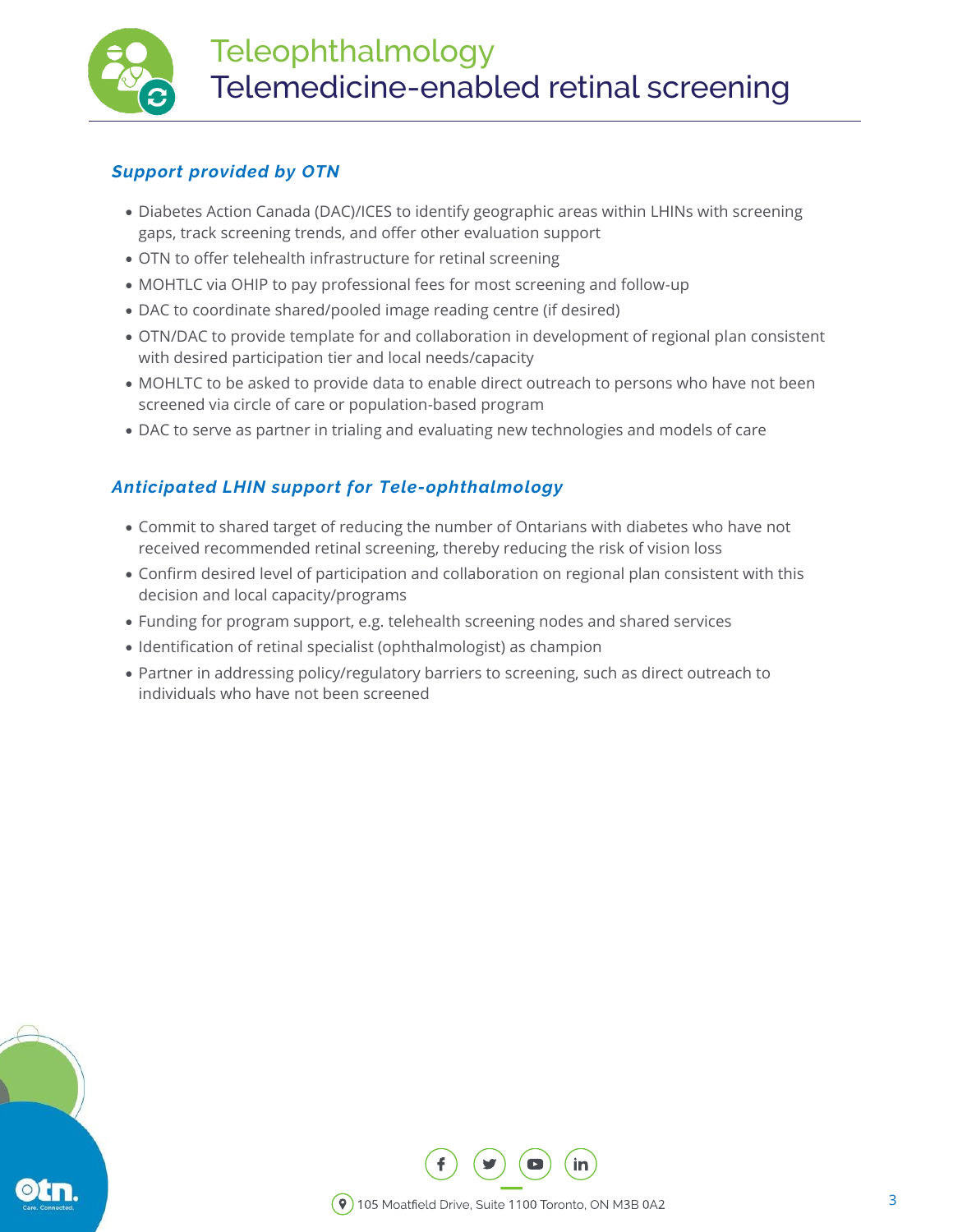# Teleophthalmology
## Telemedicine-enabled retinal screening

### *Support provided by OTN*

- Diabetes Action Canada (DAC)/ICES to identify geographic areas within LHINs with screening gaps, track screening trends, and offer other evaluation support
- OTN to offer telehealth infrastructure for retinal screening
- MOHTLC via OHIP to pay professional fees for most screening and follow-up
- DAC to coordinate shared/pooled image reading centre (if desired)
- OTN/DAC to provide template for and collaboration in development of regional plan consistent with desired participation tier and local needs/capacity
- MOHLTC to be asked to provide data to enable direct outreach to persons who have not been screened via circle of care or population-based program
- DAC to serve as partner in trialing and evaluating new technologies and models of care

### *Anticipated LHIN support for Tele-ophthalmology*

- Commit to shared target of reducing the number of Ontarians with diabetes who have not received recommended retinal screening, thereby reducing the risk of vision loss
- Confirm desired level of participation and collaboration on regional plan consistent with this decision and local capacity/programs
- Funding for program support, e.g. telehealth screening nodes and shared services
- Identification of retinal specialist (ophthalmologist) as champion
- Partner in addressing policy/regulatory barriers to screening, such as direct outreach to individuals who have not been screened